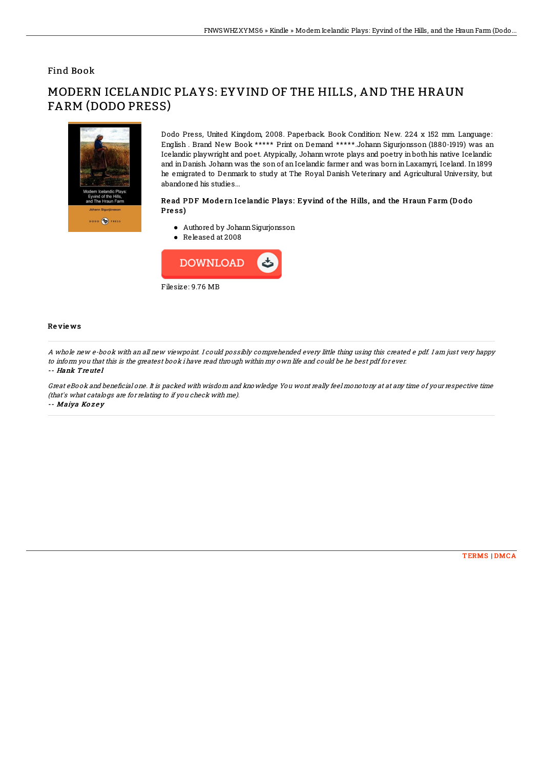Find Book

# MODERN ICELANDIC PLAYS: EYVIND OF THE HILLS, AND THE HRAUN FARM (DODO PRESS)

Dodo Press, United Kingdom, 2008. Paperback. Book Condition: New. 224 x 152 mm. Language: English . Brand New Book ***** Print on Demand *****.Johann Sigurjonsson (1880-1919) was an Icelandic playwright and poet. Atypically, Johann wrote plays and poetry in both his native Icelandic and in Danish. Johann was the son of an Icelandic farmer and was born in Laxamyri, Iceland. In 1899 he emigrated to Denmark to study at The Royal Danish Veterinary and Agricultural University, but abandoned his studies...

### Read PDF Modern Icelandic Plays: Eyvind of the Hills, and the Hraun Farm (Dodo Press)

- Authored by Johann Sigurjonsson
- Released at 2008

DOWNLOAD

Filesize: 9.76 MB

## Reviews

*A whole new e-book with an all new viewpoint. I could possibly comprehended every little thing using this created e pdf. I am just very happy to inform you that this is the greatest book i have read through within my own life and could be he best pdf for ever.*

-- ***Hank Treutel***

*Great eBook and beneficial one. It is packed with wisdom and knowledge You wont really feel monotony at at any time of your respective time (that's what catalogs are for relating to if you check with me).*

-- ***Maiya Kozey***

TERMS | DMCA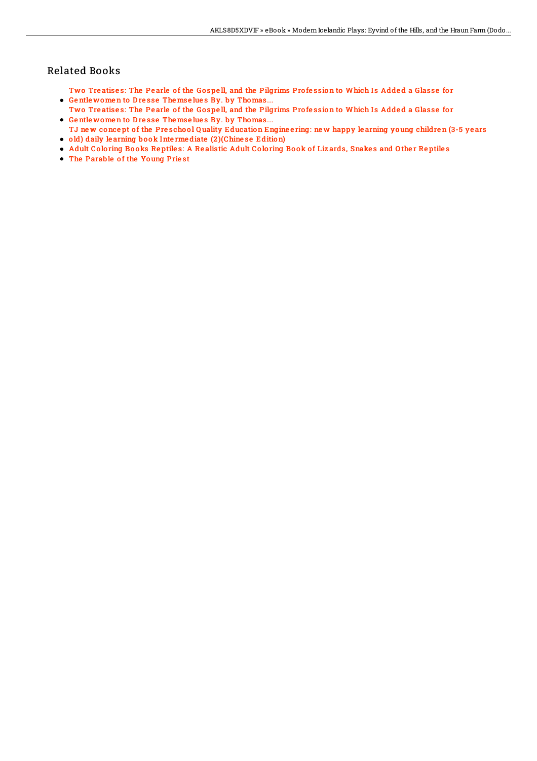## Related Books

- Two Treatises: The Pearle of the Gospell, and the Pilgrims Profession to Which Is Added a Glasse for Gentlewomen to Dresse Themselues By. by Thomas...
- Two Treatises: The Pearle of the Gospell, and the Pilgrims Profession to Which Is Added a Glasse for Gentlewomen to Dresse Themselues By. by Thomas...
- TJ new concept of the Preschool Quality Education Engineering: new happy learning young children (3-5 years old) daily learning book Intermediate (2)(Chinese Edition)
- Adult Coloring Books Reptiles: A Realistic Adult Coloring Book of Lizards, Snakes and Other Reptiles
- The Parable of the Young Priest